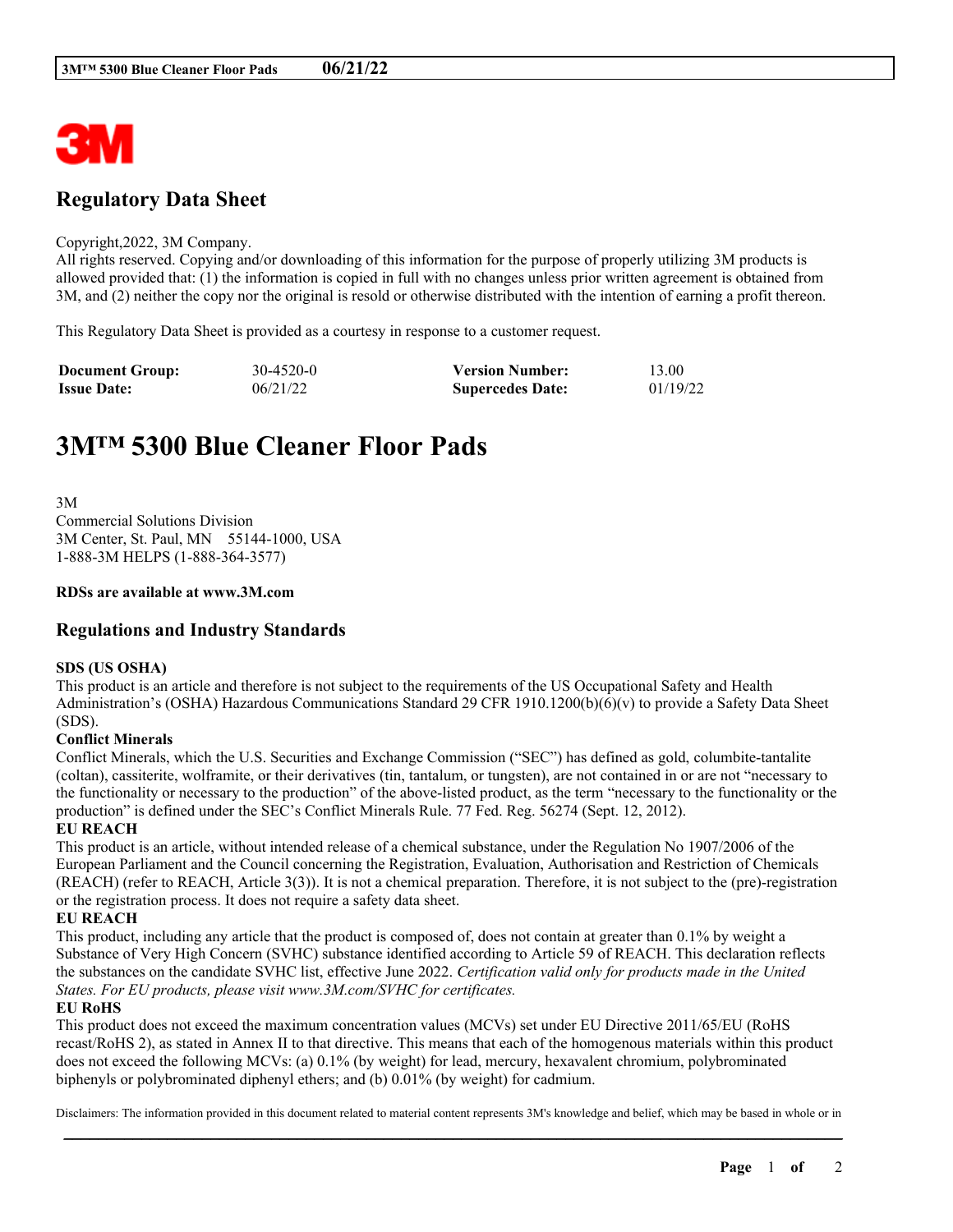# Regulatory Data Sheet

Copyright,2022, 3M Company.
All rights reserved. Copying and/or downloading of this information for the purpose of properly utilizing 3M products is allowed provided that: (1) the information is copied in full with no changes unless prior written agreement is obtained from 3M, and (2) neither the copy nor the original is resold or otherwise distributed with the intention of earning a profit thereon.

This Regulatory Data Sheet is provided as a courtesy in response to a customer request.

| **Document Group:** | 30-4520-0 | **Version Number:** | 13.00 |
|---|---|---|---|
| **Issue Date:** | 06/21/22 | **Supercedes Date:** | 01/19/22 |

# 3M™ 5300 Blue Cleaner Floor Pads

3M
Commercial Solutions Division
3M Center, St. Paul, MN 55144-1000, USA
1-888-3M HELPS (1-888-364-3577)

**RDSs are available at www.3M.com**

## Regulations and Industry Standards

**SDS (US OSHA)**
This product is an article and therefore is not subject to the requirements of the US Occupational Safety and Health Administration's (OSHA) Hazardous Communications Standard 29 CFR 1910.1200(b)(6)(v) to provide a Safety Data Sheet (SDS).

**Conflict Minerals**
Conflict Minerals, which the U.S. Securities and Exchange Commission ("SEC") has defined as gold, columbite-tantalite (coltan), cassiterite, wolframite, or their derivatives (tin, tantalum, or tungsten), are not contained in or are not "necessary to the functionality or necessary to the production" of the above-listed product, as the term "necessary to the functionality or the production" is defined under the SEC's Conflict Minerals Rule. 77 Fed. Reg. 56274 (Sept. 12, 2012).

**EU REACH**
This product is an article, without intended release of a chemical substance, under the Regulation No 1907/2006 of the European Parliament and the Council concerning the Registration, Evaluation, Authorisation and Restriction of Chemicals (REACH) (refer to REACH, Article 3(3)). It is not a chemical preparation. Therefore, it is not subject to the (pre)-registration or the registration process. It does not require a safety data sheet.

**EU REACH**
This product, including any article that the product is composed of, does not contain at greater than 0.1% by weight a Substance of Very High Concern (SVHC) substance identified according to Article 59 of REACH. This declaration reflects the substances on the candidate SVHC list, effective June 2022. *Certification valid only for products made in the United States. For EU products, please visit www.3M.com/SVHC for certificates.*

**EU RoHS**
This product does not exceed the maximum concentration values (MCVs) set under EU Directive 2011/65/EU (RoHS recast/RoHS 2), as stated in Annex II to that directive. This means that each of the homogenous materials within this product does not exceed the following MCVs: (a) 0.1% (by weight) for lead, mercury, hexavalent chromium, polybrominated biphenyls or polybrominated diphenyl ethers; and (b) 0.01% (by weight) for cadmium.

Disclaimers: The information provided in this document related to material content represents 3M's knowledge and belief, which may be based in whole or in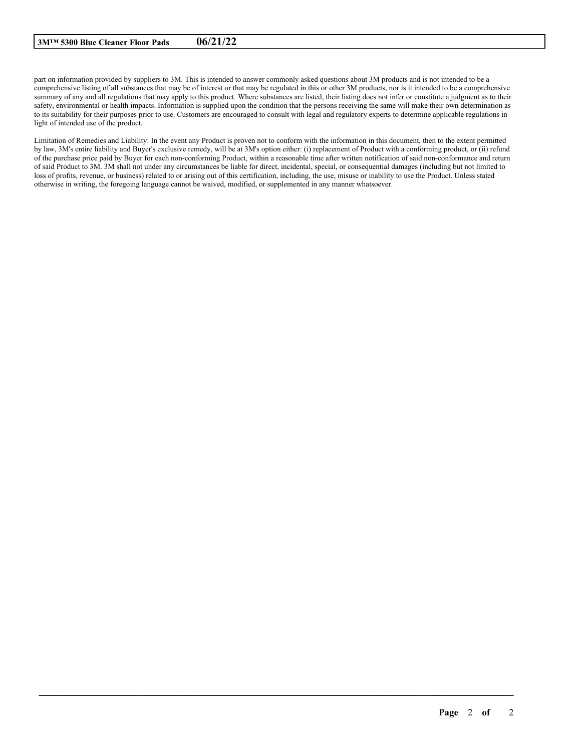part on information provided by suppliers to 3M. This is intended to answer commonly asked questions about 3M products and is not intended to be a comprehensive listing of all substances that may be of interest or that may be regulated in this or other 3M products, nor is it intended to be a comprehensive summary of any and all regulations that may apply to this product. Where substances are listed, their listing does not infer or constitute a judgment as to their safety, environmental or health impacts. Information is supplied upon the condition that the persons receiving the same will make their own determination as to its suitability for their purposes prior to use. Customers are encouraged to consult with legal and regulatory experts to determine applicable regulations in light of intended use of the product.

Limitation of Remedies and Liability: In the event any Product is proven not to conform with the information in this document, then to the extent permitted by law, 3M's entire liability and Buyer's exclusive remedy, will be at 3M's option either: (i) replacement of Product with a conforming product, or (ii) refund of the purchase price paid by Buyer for each non-conforming Product, within a reasonable time after written notification of said non-conformance and return of said Product to 3M. 3M shall not under any circumstances be liable for direct, incidental, special, or consequential damages (including but not limited to loss of profits, revenue, or business) related to or arising out of this certification, including, the use, misuse or inability to use the Product. Unless stated otherwise in writing, the foregoing language cannot be waived, modified, or supplemented in any manner whatsoever.